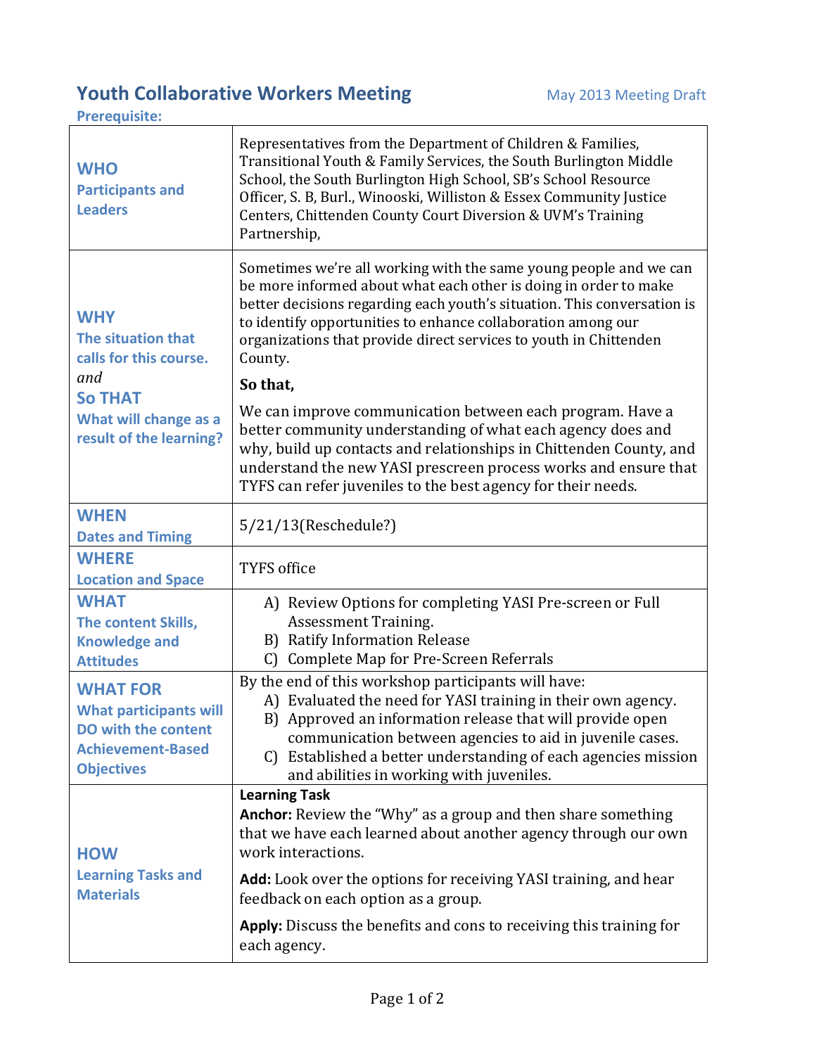# Youth Collaborative Workers Meeting

May 2013 Meeting Draft

**Prerequisite:**

| | |
|---|---|
| **WHO** Participants and Leaders | Representatives from the Department of Children & Families, Transitional Youth & Family Services, the South Burlington Middle School, the South Burlington High School, SB's School Resource Officer, S. B, Burl., Winooski, Williston & Essex Community Justice Centers, Chittenden County Court Diversion & UVM's Training Partnership, |
| **WHY** The situation that calls for this course. *and* **So THAT** What will change as a result of the learning? | Sometimes we're all working with the same young people and we can be more informed about what each other is doing in order to make better decisions regarding each youth's situation. This conversation is to identify opportunities to enhance collaboration among our organizations that provide direct services to youth in Chittenden County. **So that,** We can improve communication between each program. Have a better community understanding of what each agency does and why, build up contacts and relationships in Chittenden County, and understand the new YASI prescreen process works and ensure that TYFS can refer juveniles to the best agency for their needs. |
| **WHEN** Dates and Timing | 5/21/13(Reschedule?) |
| **WHERE** Location and Space | TYFS office |
| **WHAT** The content Skills, Knowledge and Attitudes | A) Review Options for completing YASI Pre-screen or Full Assessment Training. B) Ratify Information Release C) Complete Map for Pre-Screen Referrals |
| **WHAT FOR** What participants will DO with the content Achievement-Based Objectives | By the end of this workshop participants will have: A) Evaluated the need for YASI training in their own agency. B) Approved an information release that will provide open communication between agencies to aid in juvenile cases. C) Established a better understanding of each agencies mission and abilities in working with juveniles. |
| **HOW** Learning Tasks and Materials | **Learning Task** **Anchor:** Review the "Why" as a group and then share something that we have each learned about another agency through our own work interactions. **Add:** Look over the options for receiving YASI training, and hear feedback on each option as a group. **Apply:** Discuss the benefits and cons to receiving this training for each agency. |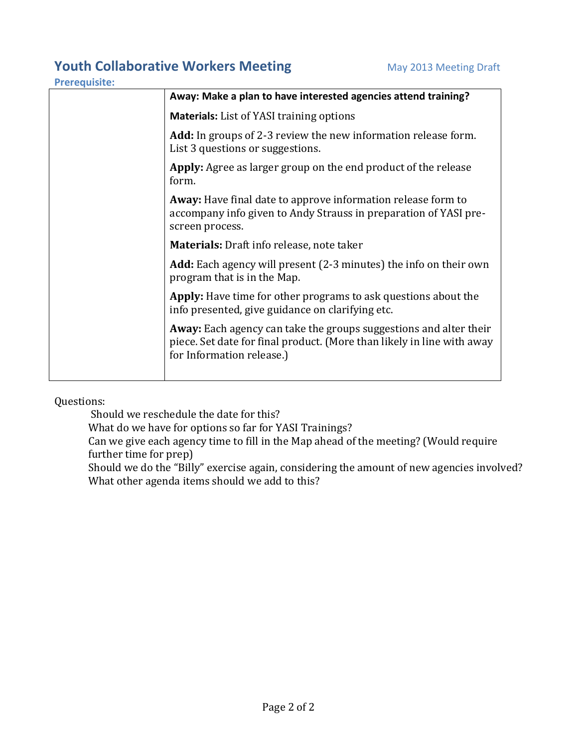# Youth Collaborative Workers Meeting

May 2013 Meeting Draft

**Prerequisite:**

| | |
|---|---|
| | **Away: Make a plan to have interested agencies attend training?**<br><br>**Materials:** List of YASI training options<br><br>**Add:** In groups of 2-3 review the new information release form. List 3 questions or suggestions.<br><br>**Apply:** Agree as larger group on the end product of the release form.<br><br>**Away:** Have final date to approve information release form to accompany info given to Andy Strauss in preparation of YASI pre-screen process.<br><br>**Materials:** Draft info release, note taker<br><br>**Add:** Each agency will present (2-3 minutes) the info on their own program that is in the Map.<br><br>**Apply:** Have time for other programs to ask questions about the info presented, give guidance on clarifying etc.<br><br>**Away:** Each agency can take the groups suggestions and alter their piece. Set date for final product. (More than likely in line with away for Information release.) |

Questions:

- Should we reschedule the date for this?
- What do we have for options so far for YASI Trainings?
- Can we give each agency time to fill in the Map ahead of the meeting? (Would require further time for prep)
- Should we do the "Billy" exercise again, considering the amount of new agencies involved?
- What other agenda items should we add to this?